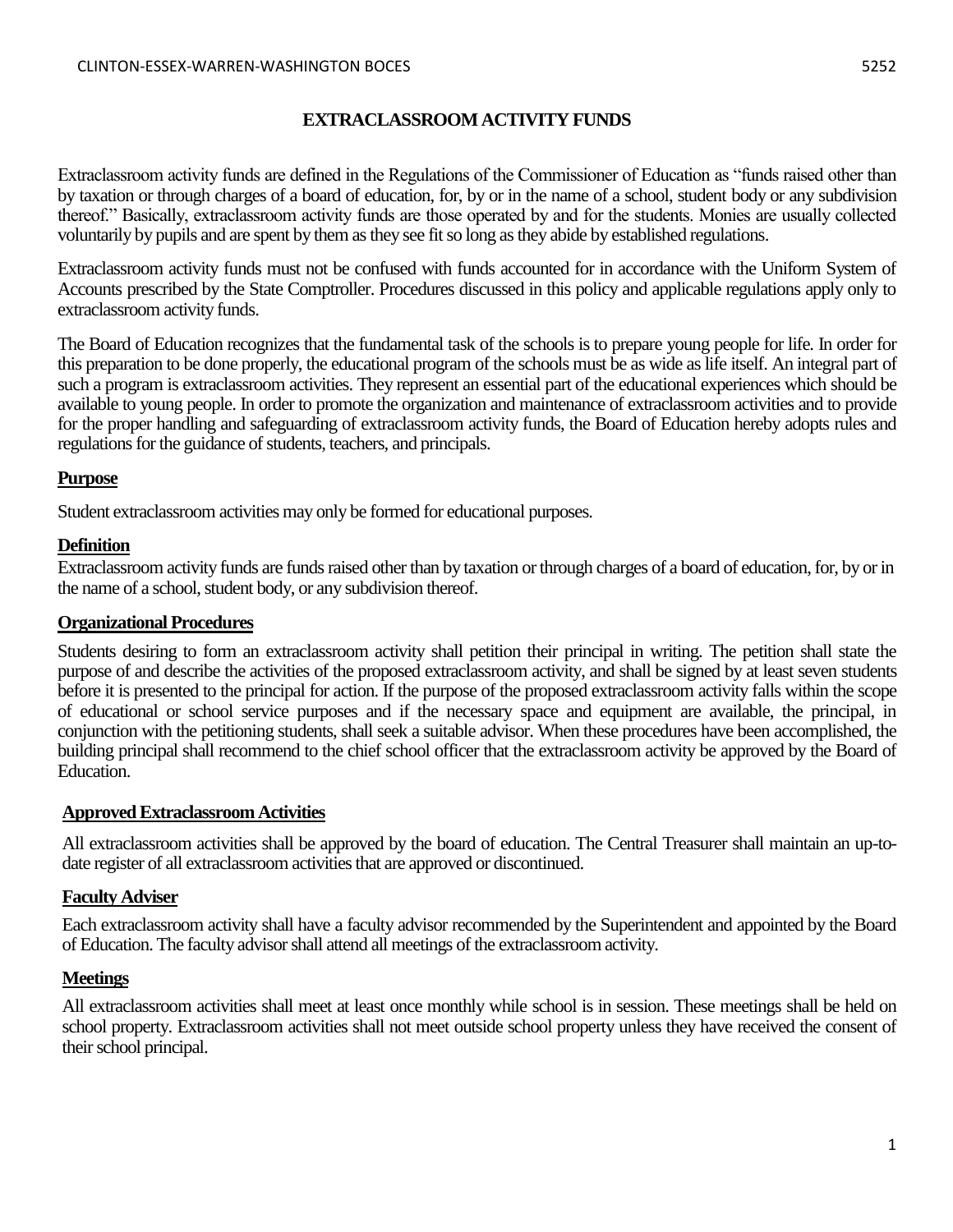# EXTRACLASSROOM ACTIVITY FUNDS

Extraclassroom activity funds are defined in the Regulations of the Commissioner of Education as "funds raised other than by taxation or through charges of a board of education, for, by or in the name of a school, student body or any subdivision thereof." Basically, extraclassroom activity funds are those operated by and for the students. Monies are usually collected voluntarily by pupils and are spent by them as they see fit so long as they abide by established regulations.

Extraclassroom activity funds must not be confused with funds accounted for in accordance with the Uniform System of Accounts prescribed by the State Comptroller. Procedures discussed in this policy and applicable regulations apply only to extraclassroom activity funds.

The Board of Education recognizes that the fundamental task of the schools is to prepare young people for life. In order for this preparation to be done properly, the educational program of the schools must be as wide as life itself. An integral part of such a program is extraclassroom activities. They represent an essential part of the educational experiences which should be available to young people. In order to promote the organization and maintenance of extraclassroom activities and to provide for the proper handling and safeguarding of extraclassroom activity funds, the Board of Education hereby adopts rules and regulations for the guidance of students, teachers, and principals.

## Purpose

Student extraclassroom activities may only be formed for educational purposes.

## Definition

Extraclassroom activity funds are funds raised other than by taxation or through charges of a board of education, for, by or in the name of a school, student body, or any subdivision thereof.

## Organizational Procedures

Students desiring to form an extraclassroom activity shall petition their principal in writing. The petition shall state the purpose of and describe the activities of the proposed extraclassroom activity, and shall be signed by at least seven students before it is presented to the principal for action. If the purpose of the proposed extraclassroom activity falls within the scope of educational or school service purposes and if the necessary space and equipment are available, the principal, in conjunction with the petitioning students, shall seek a suitable advisor. When these procedures have been accomplished, the building principal shall recommend to the chief school officer that the extraclassroom activity be approved by the Board of Education.

## Approved Extraclassroom Activities

All extraclassroom activities shall be approved by the board of education. The Central Treasurer shall maintain an up-to-date register of all extraclassroom activities that are approved or discontinued.

## Faculty Adviser

Each extraclassroom activity shall have a faculty advisor recommended by the Superintendent and appointed by the Board of Education. The faculty advisor shall attend all meetings of the extraclassroom activity.

## Meetings

All extraclassroom activities shall meet at least once monthly while school is in session. These meetings shall be held on school property. Extraclassroom activities shall not meet outside school property unless they have received the consent of their school principal.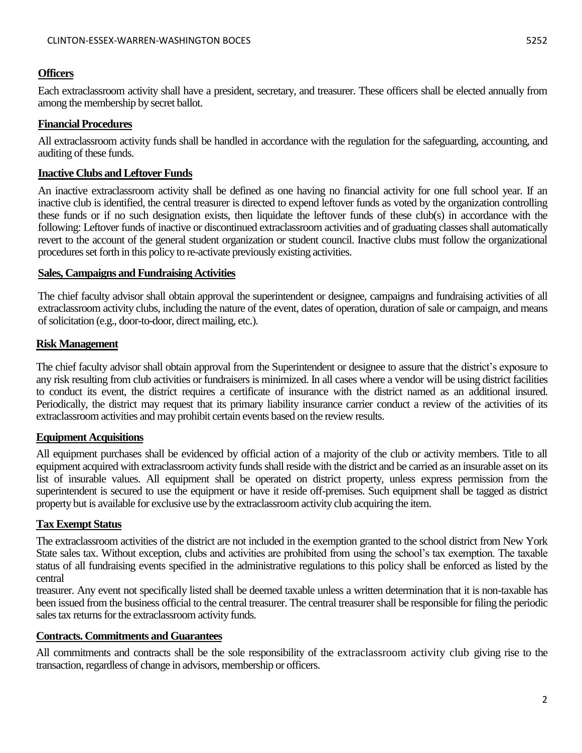**Officers**

Each extraclassroom activity shall have a president, secretary, and treasurer. These officers shall be elected annually from among the membership by secret ballot.

**Financial Procedures**

All extraclassroom activity funds shall be handled in accordance with the regulation for the safeguarding, accounting, and auditing of these funds.

**Inactive Clubs and Leftover Funds**

An inactive extraclassroom activity shall be defined as one having no financial activity for one full school year. If an inactive club is identified, the central treasurer is directed to expend leftover funds as voted by the organization controlling these funds or if no such designation exists, then liquidate the leftover funds of these club(s) in accordance with the following: Leftover funds of inactive or discontinued extraclassroom activities and of graduating classes shall automatically revert to the account of the general student organization or student council. Inactive clubs must follow the organizational procedures set forth in this policy to re-activate previously existing activities.

**Sales, Campaigns and Fundraising Activities**

The chief faculty advisor shall obtain approval the superintendent or designee, campaigns and fundraising activities of all extraclassroom activity clubs, including the nature of the event, dates of operation, duration of sale or campaign, and means of solicitation (e.g., door-to-door, direct mailing, etc.).

**Risk Management**

The chief faculty advisor shall obtain approval from the Superintendent or designee to assure that the district's exposure to any risk resulting from club activities or fundraisers is minimized. In all cases where a vendor will be using district facilities to conduct its event, the district requires a certificate of insurance with the district named as an additional insured. Periodically, the district may request that its primary liability insurance carrier conduct a review of the activities of its extraclassroom activities and may prohibit certain events based on the review results.

**Equipment Acquisitions**

All equipment purchases shall be evidenced by official action of a majority of the club or activity members. Title to all equipment acquired with extraclassroom activity funds shall reside with the district and be carried as an insurable asset on its list of insurable values. All equipment shall be operated on district property, unless express permission from the superintendent is secured to use the equipment or have it reside off-premises. Such equipment shall be tagged as district property but is available for exclusive use by the extraclassroom activity club acquiring the item.

**Tax Exempt Status**

The extraclassroom activities of the district are not included in the exemption granted to the school district from New York State sales tax. Without exception, clubs and activities are prohibited from using the school's tax exemption. The taxable status of all fundraising events specified in the administrative regulations to this policy shall be enforced as listed by the central treasurer. Any event not specifically listed shall be deemed taxable unless a written determination that it is non-taxable has been issued from the business official to the central treasurer. The central treasurer shall be responsible for filing the periodic sales tax returns for the extraclassroom activity funds.

**Contracts. Commitments and Guarantees**

All commitments and contracts shall be the sole responsibility of the extraclassroom activity club giving rise to the transaction, regardless of change in advisors, membership or officers.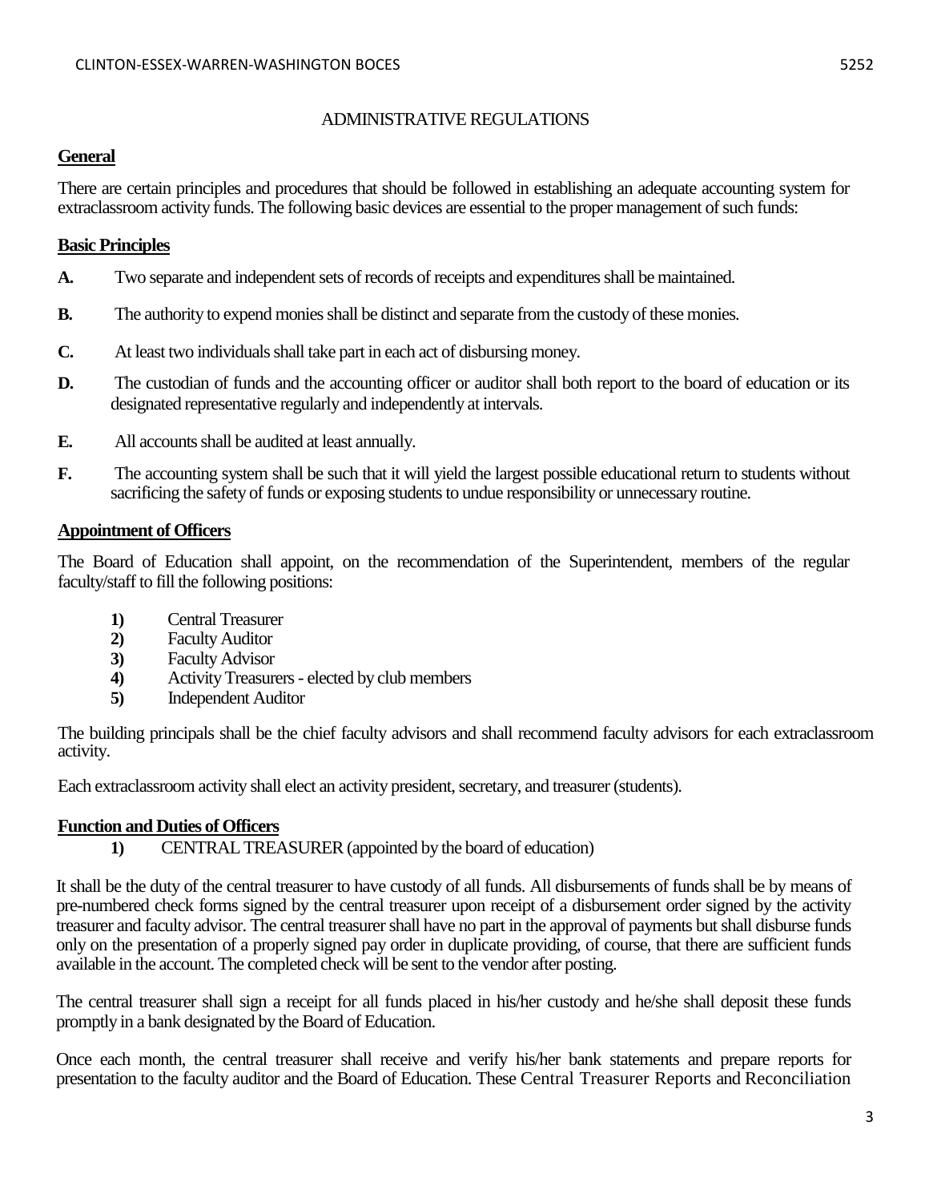# ADMINISTRATIVE REGULATIONS

## General

There are certain principles and procedures that should be followed in establishing an adequate accounting system for extraclassroom activity funds. The following basic devices are essential to the proper management of such funds:

## Basic Principles

**A.** Two separate and independent sets of records of receipts and expenditures shall be maintained.

**B.** The authority to expend monies shall be distinct and separate from the custody of these monies.

**C.** At least two individuals shall take part in each act of disbursing money.

**D.** The custodian of funds and the accounting officer or auditor shall both report to the board of education or its designated representative regularly and independently at intervals.

**E.** All accounts shall be audited at least annually.

**F.** The accounting system shall be such that it will yield the largest possible educational return to students without sacrificing the safety of funds or exposing students to undue responsibility or unnecessary routine.

## Appointment of Officers

The Board of Education shall appoint, on the recommendation of the Superintendent, members of the regular faculty/staff to fill the following positions:

1) Central Treasurer
2) Faculty Auditor
3) Faculty Advisor
4) Activity Treasurers - elected by club members
5) Independent Auditor

The building principals shall be the chief faculty advisors and shall recommend faculty advisors for each extraclassroom activity.

Each extraclassroom activity shall elect an activity president, secretary, and treasurer (students).

## Function and Duties of Officers

1) CENTRAL TREASURER (appointed by the board of education)

It shall be the duty of the central treasurer to have custody of all funds. All disbursements of funds shall be by means of pre-numbered check forms signed by the central treasurer upon receipt of a disbursement order signed by the activity treasurer and faculty advisor. The central treasurer shall have no part in the approval of payments but shall disburse funds only on the presentation of a properly signed pay order in duplicate providing, of course, that there are sufficient funds available in the account. The completed check will be sent to the vendor after posting.

The central treasurer shall sign a receipt for all funds placed in his/her custody and he/she shall deposit these funds promptly in a bank designated by the Board of Education.

Once each month, the central treasurer shall receive and verify his/her bank statements and prepare reports for presentation to the faculty auditor and the Board of Education. These Central Treasurer Reports and Reconciliation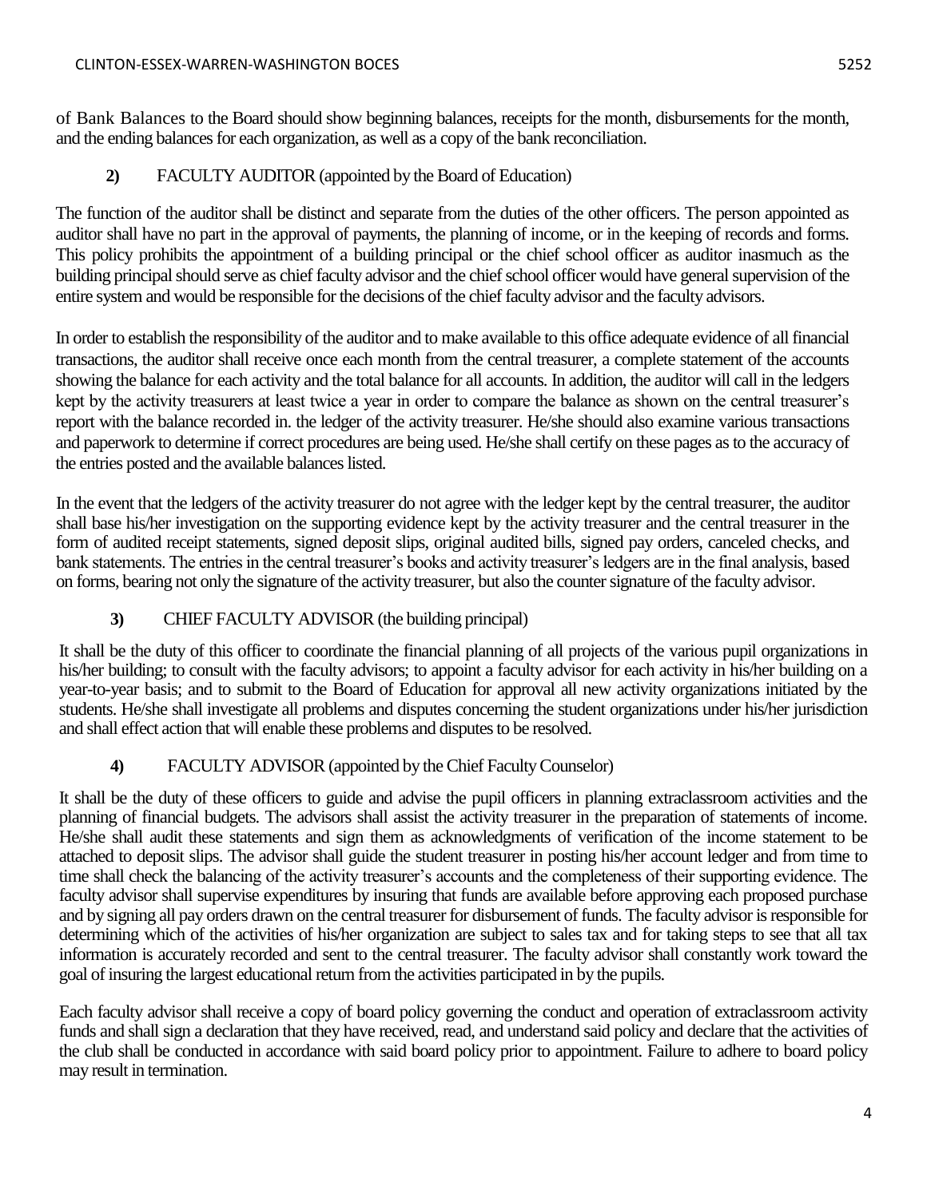of Bank Balances to the Board should show beginning balances, receipts for the month, disbursements for the month, and the ending balances for each organization, as well as a copy of the bank reconciliation.

**2)** FACULTY AUDITOR (appointed by the Board of Education)

The function of the auditor shall be distinct and separate from the duties of the other officers. The person appointed as auditor shall have no part in the approval of payments, the planning of income, or in the keeping of records and forms. This policy prohibits the appointment of a building principal or the chief school officer as auditor inasmuch as the building principal should serve as chief faculty advisor and the chief school officer would have general supervision of the entire system and would be responsible for the decisions of the chief faculty advisor and the faculty advisors.

In order to establish the responsibility of the auditor and to make available to this office adequate evidence of all financial transactions, the auditor shall receive once each month from the central treasurer, a complete statement of the accounts showing the balance for each activity and the total balance for all accounts. In addition, the auditor will call in the ledgers kept by the activity treasurers at least twice a year in order to compare the balance as shown on the central treasurer's report with the balance recorded in. the ledger of the activity treasurer. He/she should also examine various transactions and paperwork to determine if correct procedures are being used. He/she shall certify on these pages as to the accuracy of the entries posted and the available balances listed.

In the event that the ledgers of the activity treasurer do not agree with the ledger kept by the central treasurer, the auditor shall base his/her investigation on the supporting evidence kept by the activity treasurer and the central treasurer in the form of audited receipt statements, signed deposit slips, original audited bills, signed pay orders, canceled checks, and bank statements. The entries in the central treasurer's books and activity treasurer's ledgers are in the final analysis, based on forms, bearing not only the signature of the activity treasurer, but also the counter signature of the faculty advisor.

**3)** CHIEF FACULTY ADVISOR (the building principal)

It shall be the duty of this officer to coordinate the financial planning of all projects of the various pupil organizations in his/her building; to consult with the faculty advisors; to appoint a faculty advisor for each activity in his/her building on a year-to-year basis; and to submit to the Board of Education for approval all new activity organizations initiated by the students. He/she shall investigate all problems and disputes concerning the student organizations under his/her jurisdiction and shall effect action that will enable these problems and disputes to be resolved.

**4)** FACULTY ADVISOR (appointed by the Chief Faculty Counselor)

It shall be the duty of these officers to guide and advise the pupil officers in planning extraclassroom activities and the planning of financial budgets. The advisors shall assist the activity treasurer in the preparation of statements of income. He/she shall audit these statements and sign them as acknowledgments of verification of the income statement to be attached to deposit slips. The advisor shall guide the student treasurer in posting his/her account ledger and from time to time shall check the balancing of the activity treasurer's accounts and the completeness of their supporting evidence. The faculty advisor shall supervise expenditures by insuring that funds are available before approving each proposed purchase and by signing all pay orders drawn on the central treasurer for disbursement of funds. The faculty advisor is responsible for determining which of the activities of his/her organization are subject to sales tax and for taking steps to see that all tax information is accurately recorded and sent to the central treasurer. The faculty advisor shall constantly work toward the goal of insuring the largest educational return from the activities participated in by the pupils.

Each faculty advisor shall receive a copy of board policy governing the conduct and operation of extraclassroom activity funds and shall sign a declaration that they have received, read, and understand said policy and declare that the activities of the club shall be conducted in accordance with said board policy prior to appointment. Failure to adhere to board policy may result in termination.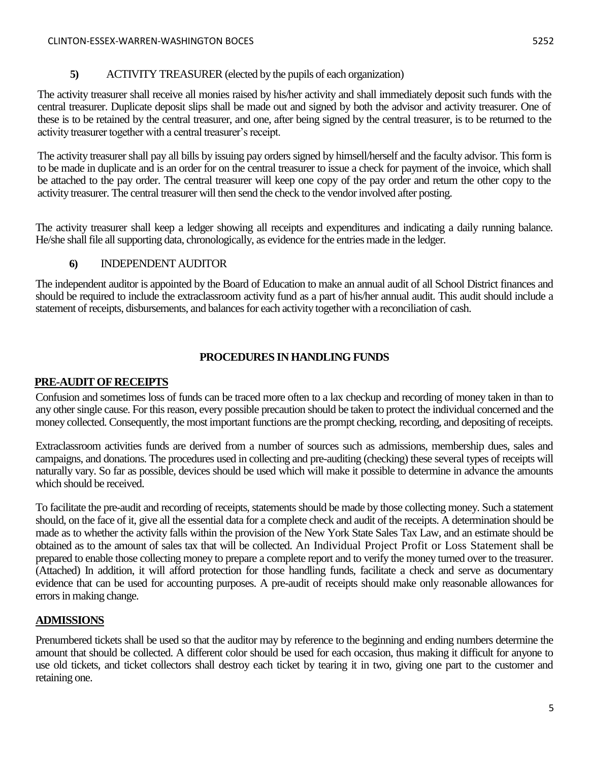**5)** ACTIVITY TREASURER (elected by the pupils of each organization)

The activity treasurer shall receive all monies raised by his/her activity and shall immediately deposit such funds with the central treasurer. Duplicate deposit slips shall be made out and signed by both the advisor and activity treasurer. One of these is to be retained by the central treasurer, and one, after being signed by the central treasurer, is to be returned to the activity treasurer together with a central treasurer's receipt.

The activity treasurer shall pay all bills by issuing pay orders signed by himsell/herself and the faculty advisor. This form is to be made in duplicate and is an order for on the central treasurer to issue a check for payment of the invoice, which shall be attached to the pay order. The central treasurer will keep one copy of the pay order and return the other copy to the activity treasurer. The central treasurer will then send the check to the vendor involved after posting.

The activity treasurer shall keep a ledger showing all receipts and expenditures and indicating a daily running balance. He/she shall file all supporting data, chronologically, as evidence for the entries made in the ledger.

**6)** INDEPENDENT AUDITOR

The independent auditor is appointed by the Board of Education to make an annual audit of all School District finances and should be required to include the extraclassroom activity fund as a part of his/her annual audit. This audit should include a statement of receipts, disbursements, and balances for each activity together with a reconciliation of cash.

## PROCEDURES IN HANDLING FUNDS

### PRE-AUDIT OF RECEIPTS

Confusion and sometimes loss of funds can be traced more often to a lax checkup and recording of money taken in than to any other single cause. For this reason, every possible precaution should be taken to protect the individual concerned and the money collected. Consequently, the most important functions are the prompt checking, recording, and depositing of receipts.

Extraclassroom activities funds are derived from a number of sources such as admissions, membership dues, sales and campaigns, and donations. The procedures used in collecting and pre-auditing (checking) these several types of receipts will naturally vary. So far as possible, devices should be used which will make it possible to determine in advance the amounts which should be received.

To facilitate the pre-audit and recording of receipts, statements should be made by those collecting money. Such a statement should, on the face of it, give all the essential data for a complete check and audit of the receipts. A determination should be made as to whether the activity falls within the provision of the New York State Sales Tax Law, and an estimate should be obtained as to the amount of sales tax that will be collected. An Individual Project Profit or Loss Statement shall be prepared to enable those collecting money to prepare a complete report and to verify the money turned over to the treasurer. (Attached) In addition, it will afford protection for those handling funds, facilitate a check and serve as documentary evidence that can be used for accounting purposes. A pre-audit of receipts should make only reasonable allowances for errors in making change.

### ADMISSIONS

Prenumbered tickets shall be used so that the auditor may by reference to the beginning and ending numbers determine the amount that should be collected. A different color should be used for each occasion, thus making it difficult for anyone to use old tickets, and ticket collectors shall destroy each ticket by tearing it in two, giving one part to the customer and retaining one.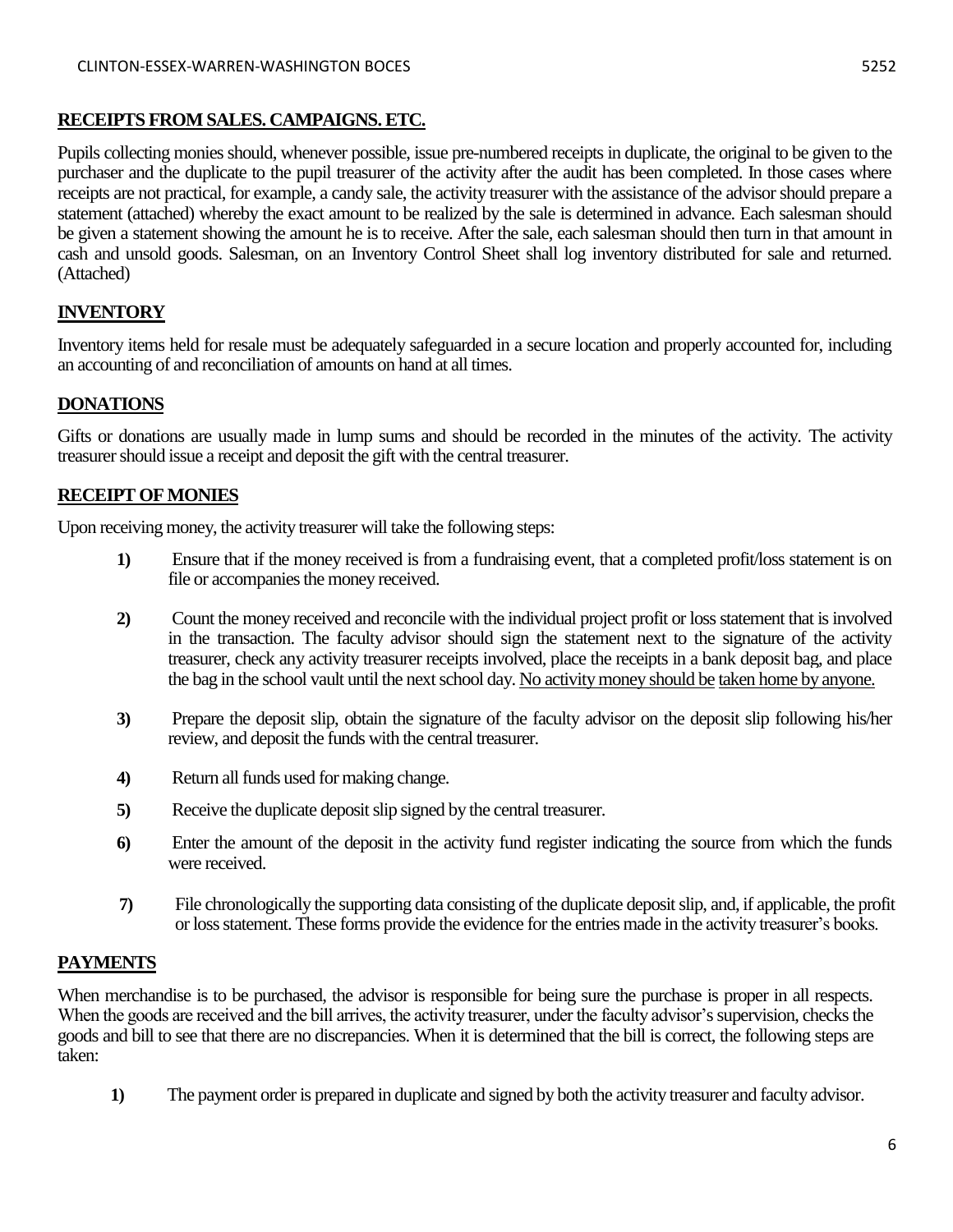## RECEIPTS FROM SALES. CAMPAIGNS. ETC.

Pupils collecting monies should, whenever possible, issue pre-numbered receipts in duplicate, the original to be given to the purchaser and the duplicate to the pupil treasurer of the activity after the audit has been completed. In those cases where receipts are not practical, for example, a candy sale, the activity treasurer with the assistance of the advisor should prepare a statement (attached) whereby the exact amount to be realized by the sale is determined in advance. Each salesman should be given a statement showing the amount he is to receive. After the sale, each salesman should then turn in that amount in cash and unsold goods. Salesman, on an Inventory Control Sheet shall log inventory distributed for sale and returned. (Attached)

## INVENTORY

Inventory items held for resale must be adequately safeguarded in a secure location and properly accounted for, including an accounting of and reconciliation of amounts on hand at all times.

## DONATIONS

Gifts or donations are usually made in lump sums and should be recorded in the minutes of the activity. The activity treasurer should issue a receipt and deposit the gift with the central treasurer.

## RECEIPT OF MONIES

Upon receiving money, the activity treasurer will take the following steps:

1) Ensure that if the money received is from a fundraising event, that a completed profit/loss statement is on file or accompanies the money received.

2) Count the money received and reconcile with the individual project profit or loss statement that is involved in the transaction. The faculty advisor should sign the statement next to the signature of the activity treasurer, check any activity treasurer receipts involved, place the receipts in a bank deposit bag, and place the bag in the school vault until the next school day. <u>No activity money should be taken home by anyone.</u>

3) Prepare the deposit slip, obtain the signature of the faculty advisor on the deposit slip following his/her review, and deposit the funds with the central treasurer.

4) Return all funds used for making change.

5) Receive the duplicate deposit slip signed by the central treasurer.

6) Enter the amount of the deposit in the activity fund register indicating the source from which the funds were received.

7) File chronologically the supporting data consisting of the duplicate deposit slip, and, if applicable, the profit or loss statement. These forms provide the evidence for the entries made in the activity treasurer's books.

## PAYMENTS

When merchandise is to be purchased, the advisor is responsible for being sure the purchase is proper in all respects. When the goods are received and the bill arrives, the activity treasurer, under the faculty advisor's supervision, checks the goods and bill to see that there are no discrepancies. When it is determined that the bill is correct, the following steps are taken:

1) The payment order is prepared in duplicate and signed by both the activity treasurer and faculty advisor.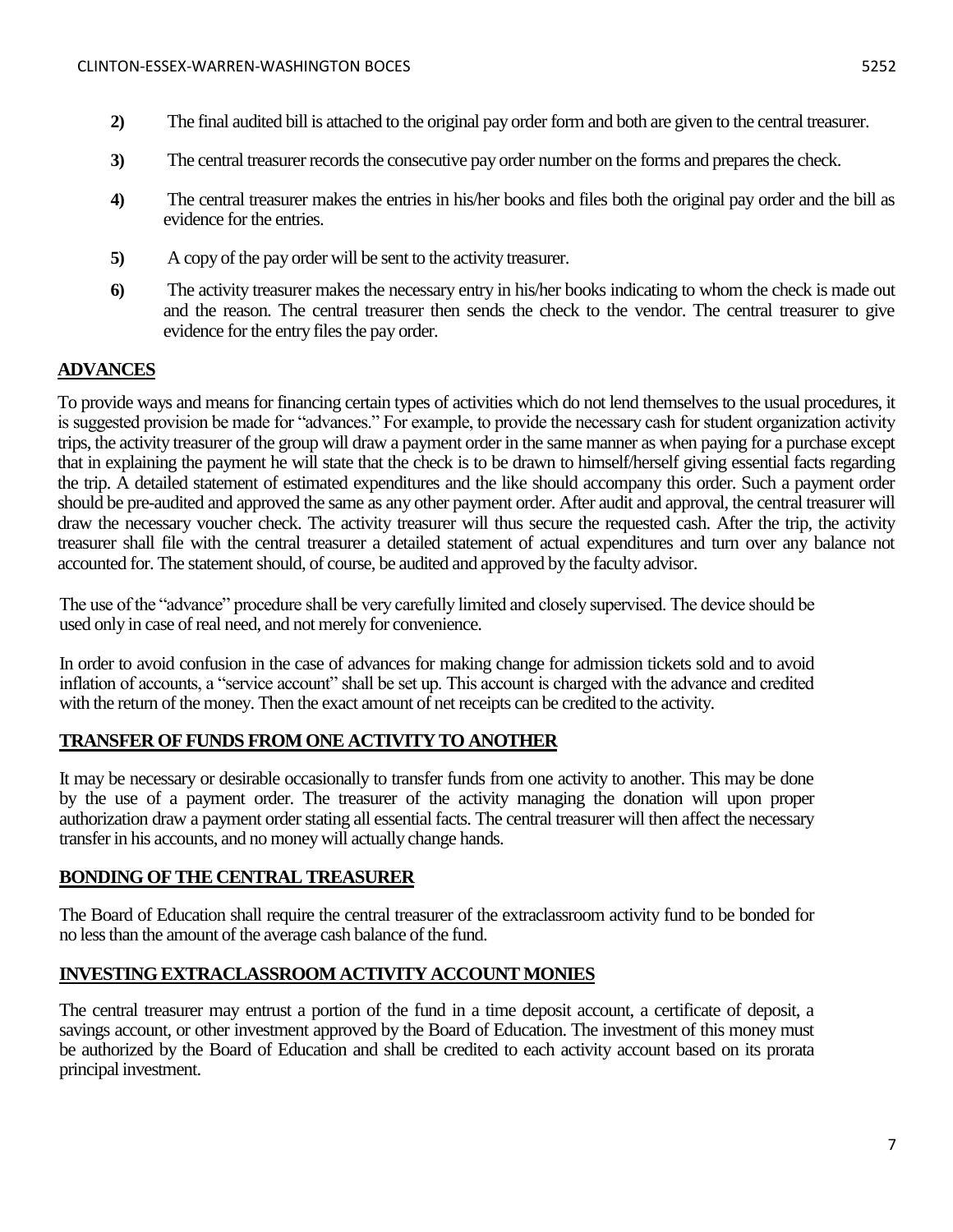2) The final audited bill is attached to the original pay order form and both are given to the central treasurer.

3) The central treasurer records the consecutive pay order number on the forms and prepares the check.

4) The central treasurer makes the entries in his/her books and files both the original pay order and the bill as evidence for the entries.

5) A copy of the pay order will be sent to the activity treasurer.

6) The activity treasurer makes the necessary entry in his/her books indicating to whom the check is made out and the reason. The central treasurer then sends the check to the vendor. The central treasurer to give evidence for the entry files the pay order.

## ADVANCES

To provide ways and means for financing certain types of activities which do not lend themselves to the usual procedures, it is suggested provision be made for "advances." For example, to provide the necessary cash for student organization activity trips, the activity treasurer of the group will draw a payment order in the same manner as when paying for a purchase except that in explaining the payment he will state that the check is to be drawn to himself/herself giving essential facts regarding the trip. A detailed statement of estimated expenditures and the like should accompany this order. Such a payment order should be pre-audited and approved the same as any other payment order. After audit and approval, the central treasurer will draw the necessary voucher check. The activity treasurer will thus secure the requested cash. After the trip, the activity treasurer shall file with the central treasurer a detailed statement of actual expenditures and turn over any balance not accounted for. The statement should, of course, be audited and approved by the faculty advisor.

The use of the "advance" procedure shall be very carefully limited and closely supervised. The device should be used only in case of real need, and not merely for convenience.

In order to avoid confusion in the case of advances for making change for admission tickets sold and to avoid inflation of accounts, a "service account" shall be set up. This account is charged with the advance and credited with the return of the money. Then the exact amount of net receipts can be credited to the activity.

## TRANSFER OF FUNDS FROM ONE ACTIVITY TO ANOTHER

It may be necessary or desirable occasionally to transfer funds from one activity to another. This may be done by the use of a payment order. The treasurer of the activity managing the donation will upon proper authorization draw a payment order stating all essential facts. The central treasurer will then affect the necessary transfer in his accounts, and no money will actually change hands.

## BONDING OF THE CENTRAL TREASURER

The Board of Education shall require the central treasurer of the extraclassroom activity fund to be bonded for no less than the amount of the average cash balance of the fund.

## INVESTING EXTRACLASSROOM ACTIVITY ACCOUNT MONIES

The central treasurer may entrust a portion of the fund in a time deposit account, a certificate of deposit, a savings account, or other investment approved by the Board of Education. The investment of this money must be authorized by the Board of Education and shall be credited to each activity account based on its prorata principal investment.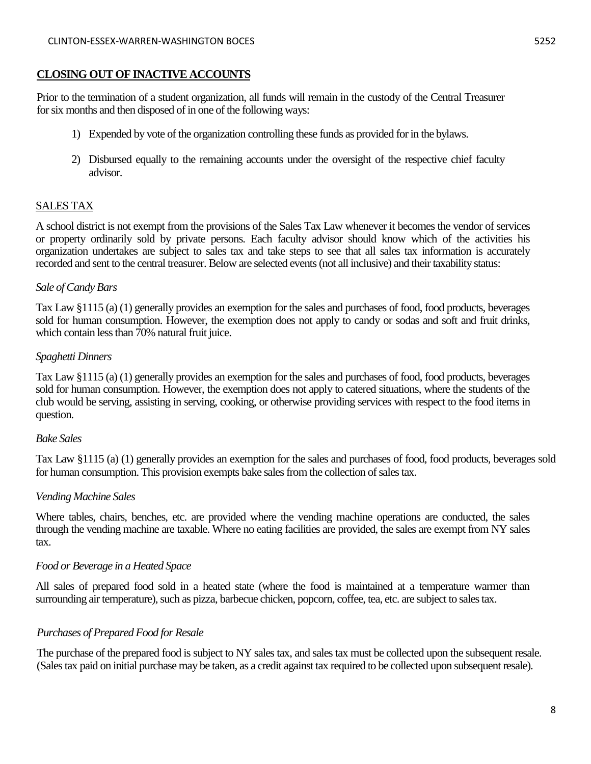## **CLOSING OUT OF INACTIVE ACCOUNTS**

Prior to the termination of a student organization, all funds will remain in the custody of the Central Treasurer for six months and then disposed of in one of the following ways:

1) Expended by vote of the organization controlling these funds as provided for in the bylaws.

2) Disbursed equally to the remaining accounts under the oversight of the respective chief faculty advisor.

## SALES TAX

A school district is not exempt from the provisions of the Sales Tax Law whenever it becomes the vendor of services or property ordinarily sold by private persons. Each faculty advisor should know which of the activities his organization undertakes are subject to sales tax and take steps to see that all sales tax information is accurately recorded and sent to the central treasurer. Below are selected events (not all inclusive) and their taxability status:

### *Sale of Candy Bars*

Tax Law §1115 (a) (1) generally provides an exemption for the sales and purchases of food, food products, beverages sold for human consumption. However, the exemption does not apply to candy or sodas and soft and fruit drinks, which contain less than 70% natural fruit juice.

### *Spaghetti Dinners*

Tax Law §1115 (a) (1) generally provides an exemption for the sales and purchases of food, food products, beverages sold for human consumption. However, the exemption does not apply to catered situations, where the students of the club would be serving, assisting in serving, cooking, or otherwise providing services with respect to the food items in question.

### *Bake Sales*

Tax Law §1115 (a) (1) generally provides an exemption for the sales and purchases of food, food products, beverages sold for human consumption. This provision exempts bake sales from the collection of sales tax.

### *Vending Machine Sales*

Where tables, chairs, benches, etc. are provided where the vending machine operations are conducted, the sales through the vending machine are taxable. Where no eating facilities are provided, the sales are exempt from NY sales tax.

### *Food or Beverage in a Heated Space*

All sales of prepared food sold in a heated state (where the food is maintained at a temperature warmer than surrounding air temperature), such as pizza, barbecue chicken, popcorn, coffee, tea, etc. are subject to sales tax.

### *Purchases of Prepared Food for Resale*

The purchase of the prepared food is subject to NY sales tax, and sales tax must be collected upon the subsequent resale. (Sales tax paid on initial purchase may be taken, as a credit against tax required to be collected upon subsequent resale).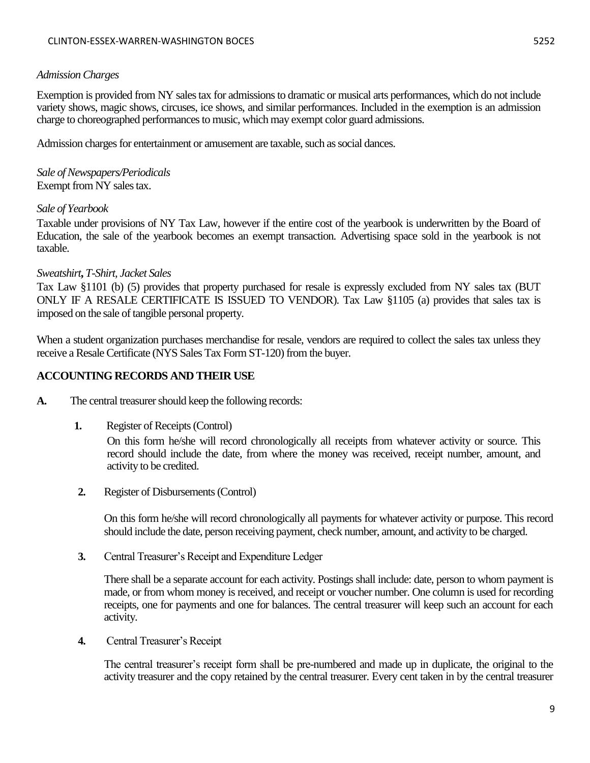*Admission Charges*

Exemption is provided from NY sales tax for admissions to dramatic or musical arts performances, which do not include variety shows, magic shows, circuses, ice shows, and similar performances. Included in the exemption is an admission charge to choreographed performances to music, which may exempt color guard admissions.

Admission charges for entertainment or amusement are taxable, such as social dances.

*Sale of Newspapers/Periodicals*
Exempt from NY sales tax.

*Sale of Yearbook*
Taxable under provisions of NY Tax Law, however if the entire cost of the yearbook is underwritten by the Board of Education, the sale of the yearbook becomes an exempt transaction. Advertising space sold in the yearbook is not taxable.

*Sweatshirt, T-Shirt, Jacket Sales*
Tax Law §1101 (b) (5) provides that property purchased for resale is expressly excluded from NY sales tax (BUT ONLY IF A RESALE CERTIFICATE IS ISSUED TO VENDOR). Tax Law §1105 (a) provides that sales tax is imposed on the sale of tangible personal property.

When a student organization purchases merchandise for resale, vendors are required to collect the sales tax unless they receive a Resale Certificate (NYS Sales Tax Form ST-120) from the buyer.

**ACCOUNTING RECORDS AND THEIR USE**

**A.** The central treasurer should keep the following records:

1. Register of Receipts (Control)

   On this form he/she will record chronologically all receipts from whatever activity or source. This record should include the date, from where the money was received, receipt number, amount, and activity to be credited.

2. Register of Disbursements (Control)

   On this form he/she will record chronologically all payments for whatever activity or purpose. This record should include the date, person receiving payment, check number, amount, and activity to be charged.

3. Central Treasurer's Receipt and Expenditure Ledger

   There shall be a separate account for each activity. Postings shall include: date, person to whom payment is made, or from whom money is received, and receipt or voucher number. One column is used for recording receipts, one for payments and one for balances. The central treasurer will keep such an account for each activity.

4. Central Treasurer's Receipt

   The central treasurer's receipt form shall be pre-numbered and made up in duplicate, the original to the activity treasurer and the copy retained by the central treasurer. Every cent taken in by the central treasurer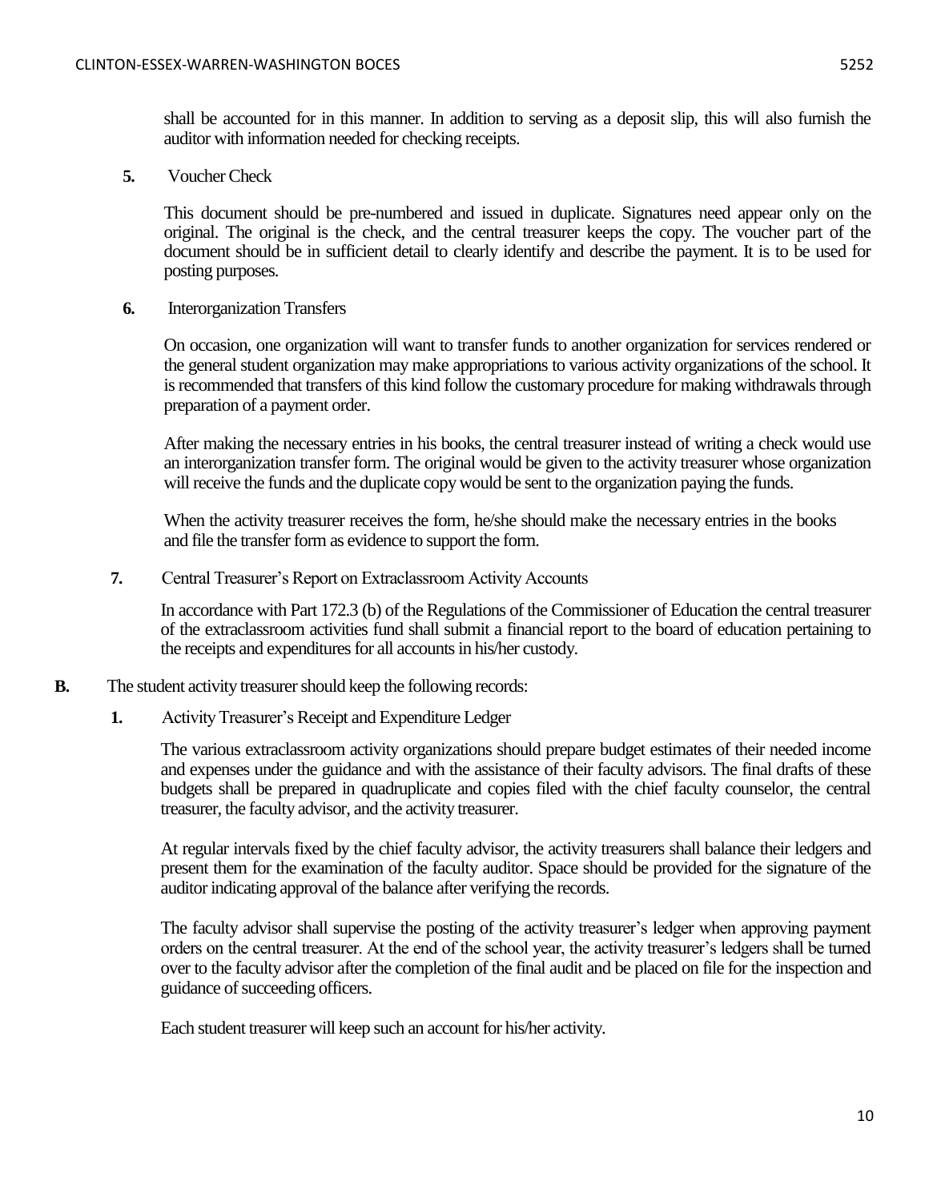shall be accounted for in this manner. In addition to serving as a deposit slip, this will also furnish the auditor with information needed for checking receipts.

**5.** Voucher Check

This document should be pre-numbered and issued in duplicate. Signatures need appear only on the original. The original is the check, and the central treasurer keeps the copy. The voucher part of the document should be in sufficient detail to clearly identify and describe the payment. It is to be used for posting purposes.

**6.** Interorganization Transfers

On occasion, one organization will want to transfer funds to another organization for services rendered or the general student organization may make appropriations to various activity organizations of the school. It is recommended that transfers of this kind follow the customary procedure for making withdrawals through preparation of a payment order.

After making the necessary entries in his books, the central treasurer instead of writing a check would use an interorganization transfer form. The original would be given to the activity treasurer whose organization will receive the funds and the duplicate copy would be sent to the organization paying the funds.

When the activity treasurer receives the form, he/she should make the necessary entries in the books and file the transfer form as evidence to support the form.

**7.** Central Treasurer's Report on Extraclassroom Activity Accounts

In accordance with Part 172.3 (b) of the Regulations of the Commissioner of Education the central treasurer of the extraclassroom activities fund shall submit a financial report to the board of education pertaining to the receipts and expenditures for all accounts in his/her custody.

**B.** The student activity treasurer should keep the following records:

**1.** Activity Treasurer's Receipt and Expenditure Ledger

The various extraclassroom activity organizations should prepare budget estimates of their needed income and expenses under the guidance and with the assistance of their faculty advisors. The final drafts of these budgets shall be prepared in quadruplicate and copies filed with the chief faculty counselor, the central treasurer, the faculty advisor, and the activity treasurer.

At regular intervals fixed by the chief faculty advisor, the activity treasurers shall balance their ledgers and present them for the examination of the faculty auditor. Space should be provided for the signature of the auditor indicating approval of the balance after verifying the records.

The faculty advisor shall supervise the posting of the activity treasurer's ledger when approving payment orders on the central treasurer. At the end of the school year, the activity treasurer's ledgers shall be turned over to the faculty advisor after the completion of the final audit and be placed on file for the inspection and guidance of succeeding officers.

Each student treasurer will keep such an account for his/her activity.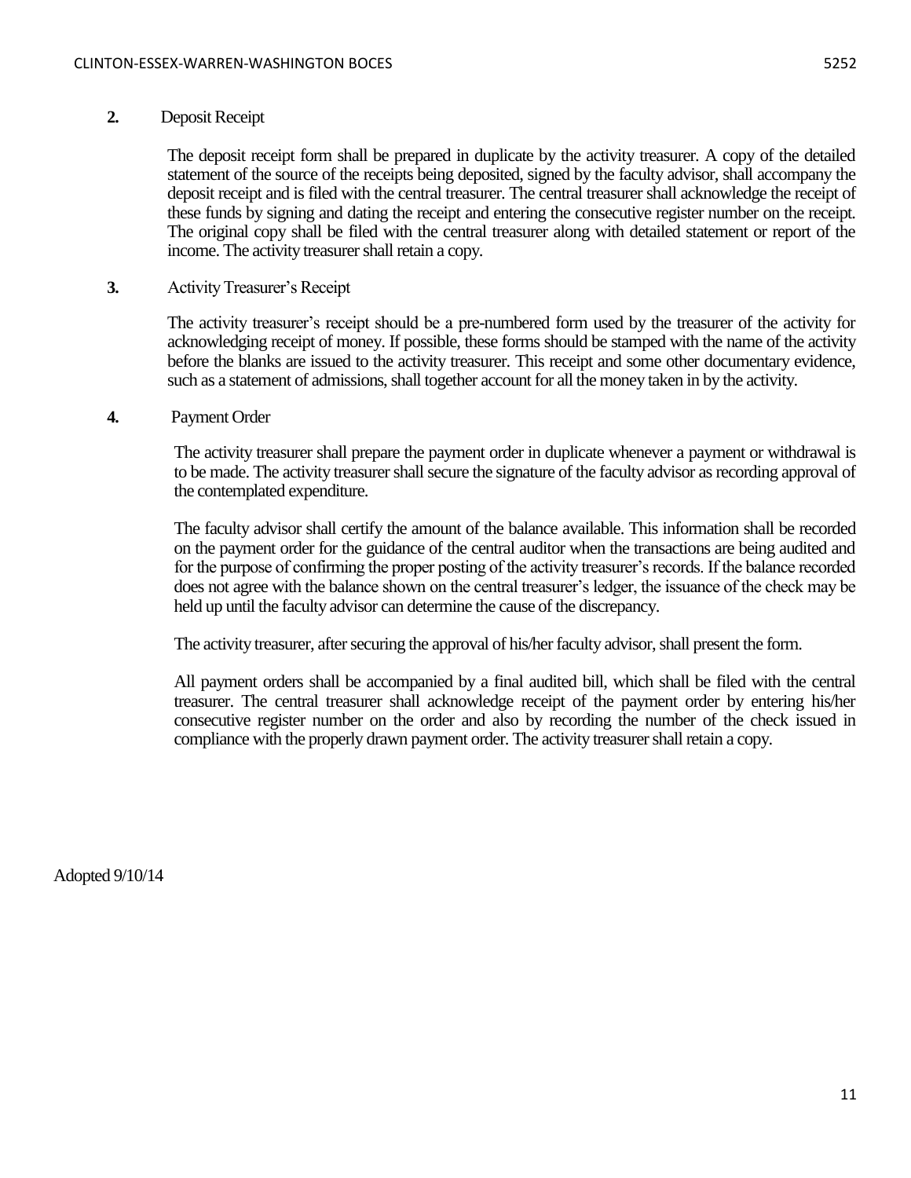**2.** Deposit Receipt

The deposit receipt form shall be prepared in duplicate by the activity treasurer. A copy of the detailed statement of the source of the receipts being deposited, signed by the faculty advisor, shall accompany the deposit receipt and is filed with the central treasurer. The central treasurer shall acknowledge the receipt of these funds by signing and dating the receipt and entering the consecutive register number on the receipt. The original copy shall be filed with the central treasurer along with detailed statement or report of the income. The activity treasurer shall retain a copy.

**3.** Activity Treasurer's Receipt

The activity treasurer's receipt should be a pre-numbered form used by the treasurer of the activity for acknowledging receipt of money. If possible, these forms should be stamped with the name of the activity before the blanks are issued to the activity treasurer. This receipt and some other documentary evidence, such as a statement of admissions, shall together account for all the money taken in by the activity.

**4.** Payment Order

The activity treasurer shall prepare the payment order in duplicate whenever a payment or withdrawal is to be made. The activity treasurer shall secure the signature of the faculty advisor as recording approval of the contemplated expenditure.

The faculty advisor shall certify the amount of the balance available. This information shall be recorded on the payment order for the guidance of the central auditor when the transactions are being audited and for the purpose of confirming the proper posting of the activity treasurer's records. If the balance recorded does not agree with the balance shown on the central treasurer's ledger, the issuance of the check may be held up until the faculty advisor can determine the cause of the discrepancy.

The activity treasurer, after securing the approval of his/her faculty advisor, shall present the form.

All payment orders shall be accompanied by a final audited bill, which shall be filed with the central treasurer. The central treasurer shall acknowledge receipt of the payment order by entering his/her consecutive register number on the order and also by recording the number of the check issued in compliance with the properly drawn payment order. The activity treasurer shall retain a copy.

Adopted 9/10/14